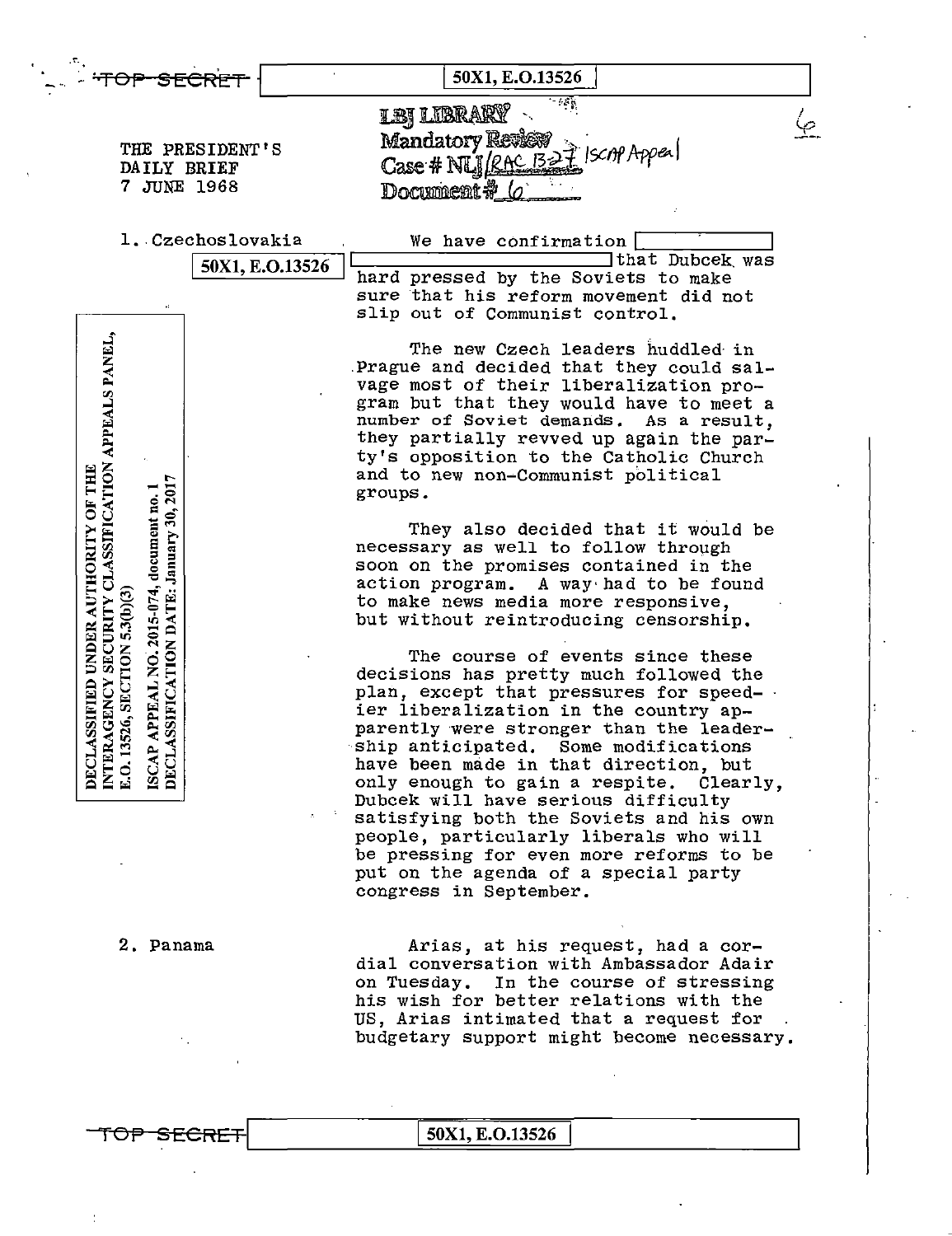TOP SECRET 50X1, E.O.13526

LBJ LIBRARY
Mandatory Review
Case # NLJ/RAC B27 ISCAP Appeal
Document # 6

THE PRESIDENT'S
DAILY BRIEF
7 JUNE 1968

DECLASSIFIED UNDER AUTHORITY OF THE
INTERAGENCY SECURITY CLASSIFICATION APPEALS PANEL,
E.O. 13526, SECTION 5.3(b)(3)

ISCAP APPEAL NO. 2015-074, document no. 1
DECLASSIFICATION DATE: January 30, 2017

1. Czechoslovakia

50X1, E.O.13526

We have confirmation [redacted] that Dubcek was hard pressed by the Soviets to make sure that his reform movement did not slip out of Communist control.

The new Czech leaders huddled in Prague and decided that they could salvage most of their liberalization program but that they would have to meet a number of Soviet demands. As a result, they partially revved up again the party's opposition to the Catholic Church and to new non-Communist political groups.

They also decided that it would be necessary as well to follow through soon on the promises contained in the action program. A way had to be found to make news media more responsive, but without reintroducing censorship.

The course of events since these decisions has pretty much followed the plan, except that pressures for speedier liberalization in the country apparently were stronger than the leadership anticipated. Some modifications have been made in that direction, but only enough to gain a respite. Clearly, Dubcek will have serious difficulty satisfying both the Soviets and his own people, particularly liberals who will be pressing for even more reforms to be put on the agenda of a special party congress in September.

2. Panama

Arias, at his request, had a cordial conversation with Ambassador Adair on Tuesday. In the course of stressing his wish for better relations with the US, Arias intimated that a request for budgetary support might become necessary.

TOP SECRET 50X1, E.O.13526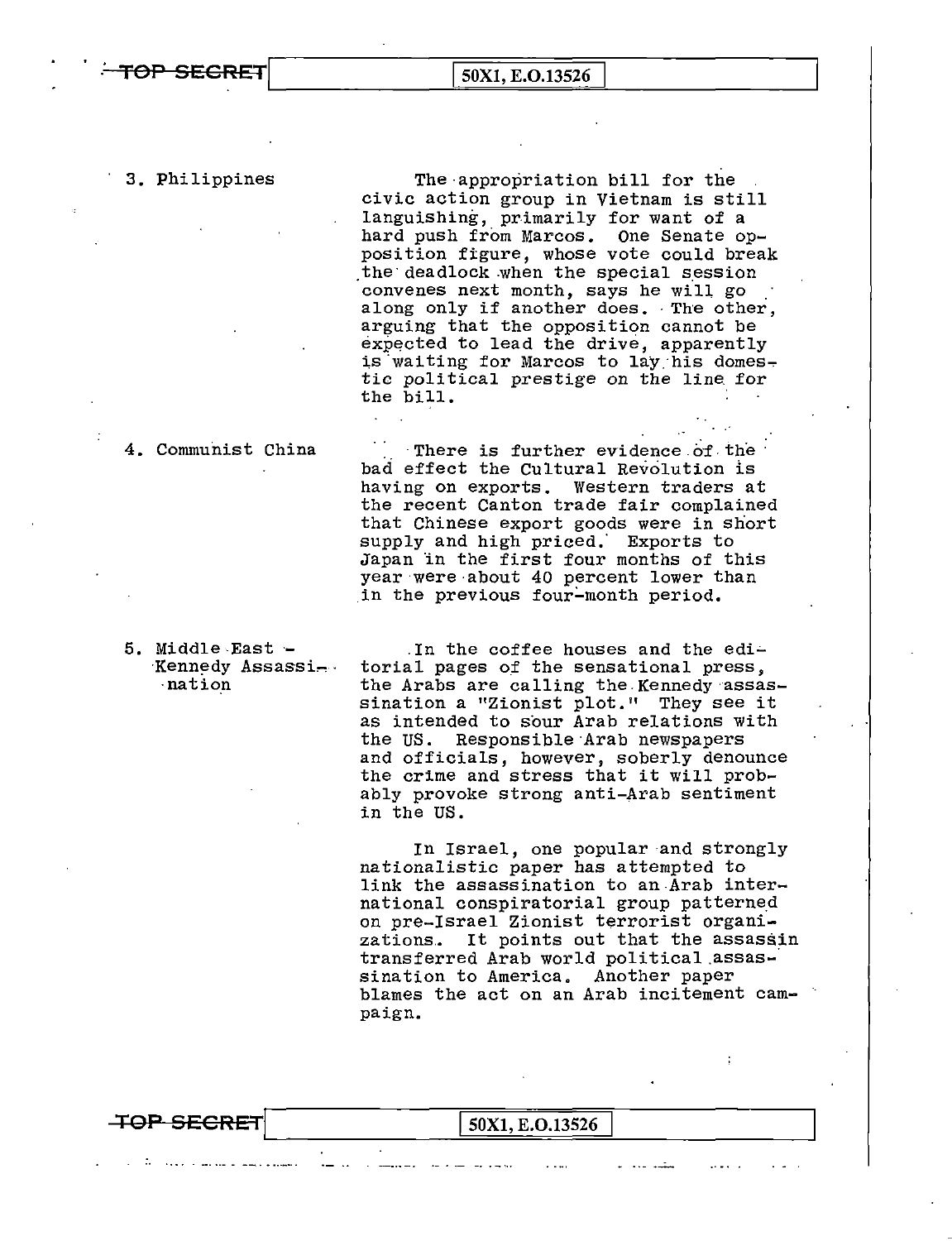3. Philippines

The appropriation bill for the civic action group in Vietnam is still languishing, primarily for want of a hard push from Marcos. One Senate opposition figure, whose vote could break the deadlock when the special session convenes next month, says he will go along only if another does. The other, arguing that the opposition cannot be expected to lead the drive, apparently is waiting for Marcos to lay his domestic political prestige on the line for the bill.

4. Communist China

There is further evidence of the bad effect the Cultural Revolution is having on exports. Western traders at the recent Canton trade fair complained that Chinese export goods were in short supply and high priced. Exports to Japan in the first four months of this year were about 40 percent lower than in the previous four-month period.

5. Middle East - Kennedy Assassination

In the coffee houses and the editorial pages of the sensational press, the Arabs are calling the Kennedy assassination a "Zionist plot." They see it as intended to sour Arab relations with the US. Responsible Arab newspapers and officials, however, soberly denounce the crime and stress that it will probably provoke strong anti-Arab sentiment in the US.

In Israel, one popular and strongly nationalistic paper has attempted to link the assassination to an Arab international conspiratorial group patterned on pre-Israel Zionist terrorist organizations. It points out that the assassin transferred Arab world political assassination to America. Another paper blames the act on an Arab incitement campaign.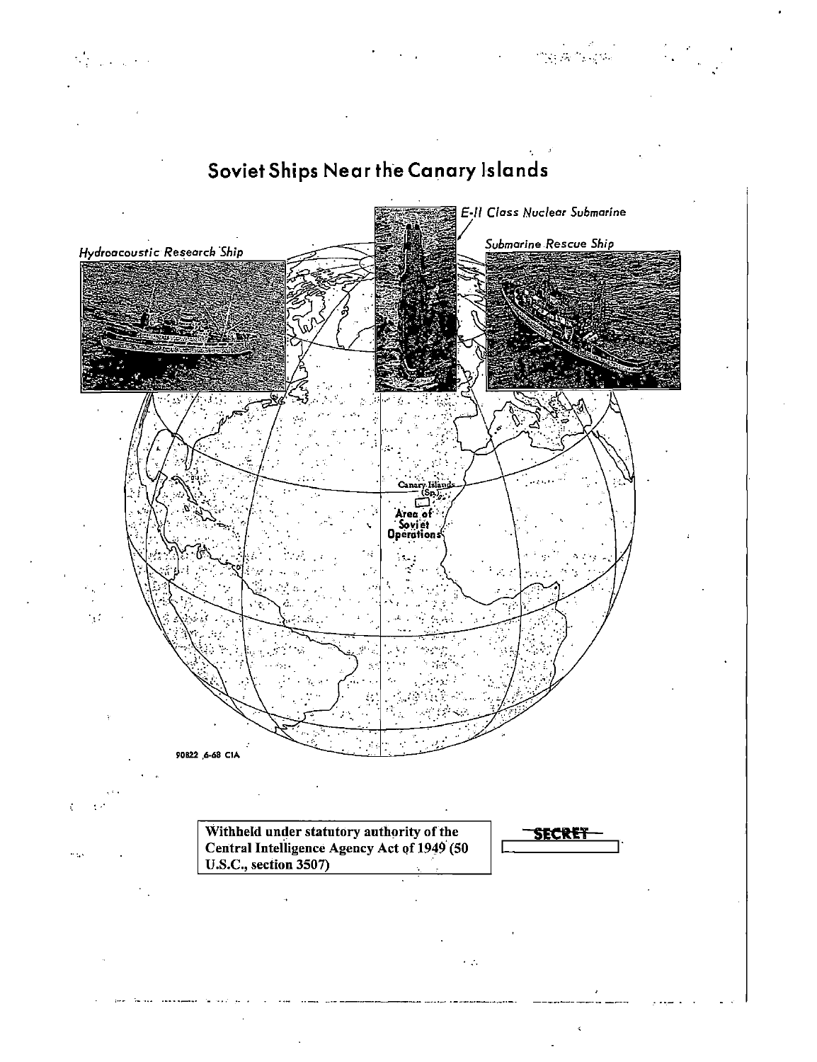# Soviet Ships Near the Canary Islands

*Hydroacoustic Research Ship*

*E-II Class Nuclear Submarine*

*Submarine Rescue Ship*

Canary Islands (Sp.)

Area of Soviet Operations

90822 6-68 CIA

**Withheld under statutory authority of the Central Intelligence Agency Act of 1949 (50 U.S.C., section 3507)**

~~SECRET~~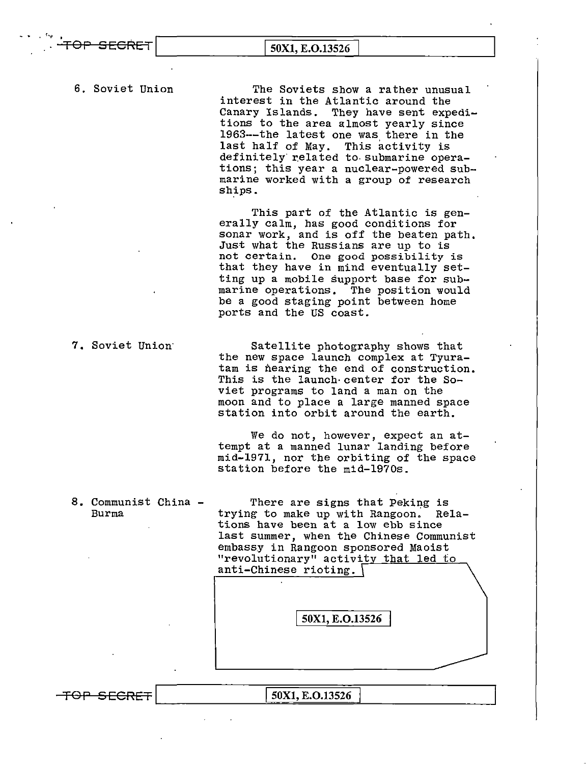6. Soviet Union

The Soviets show a rather unusual interest in the Atlantic around the Canary Islands. They have sent expeditions to the area almost yearly since 1963--the latest one was there in the last half of May. This activity is definitely related to submarine operations; this year a nuclear-powered submarine worked with a group of research ships.

This part of the Atlantic is generally calm, has good conditions for sonar work, and is off the beaten path. Just what the Russians are up to is not certain. One good possibility is that they have in mind eventually setting up a mobile support base for submarine operations. The position would be a good staging point between home ports and the US coast.

7. Soviet Union

Satellite photography shows that the new space launch complex at Tyuratam is nearing the end of construction. This is the launch center for the Soviet programs to land a man on the moon and to place a large manned space station into orbit around the earth.

We do not, however, expect an attempt at a manned lunar landing before mid-1971, nor the orbiting of the space station before the mid-1970s.

8. Communist China - Burma

There are signs that Peking is trying to make up with Rangoon. Relations have been at a low ebb since last summer, when the Chinese Communist embassy in Rangoon sponsored Maoist "revolutionary" activity that led to anti-Chinese rioting.

50X1, E.O.13526